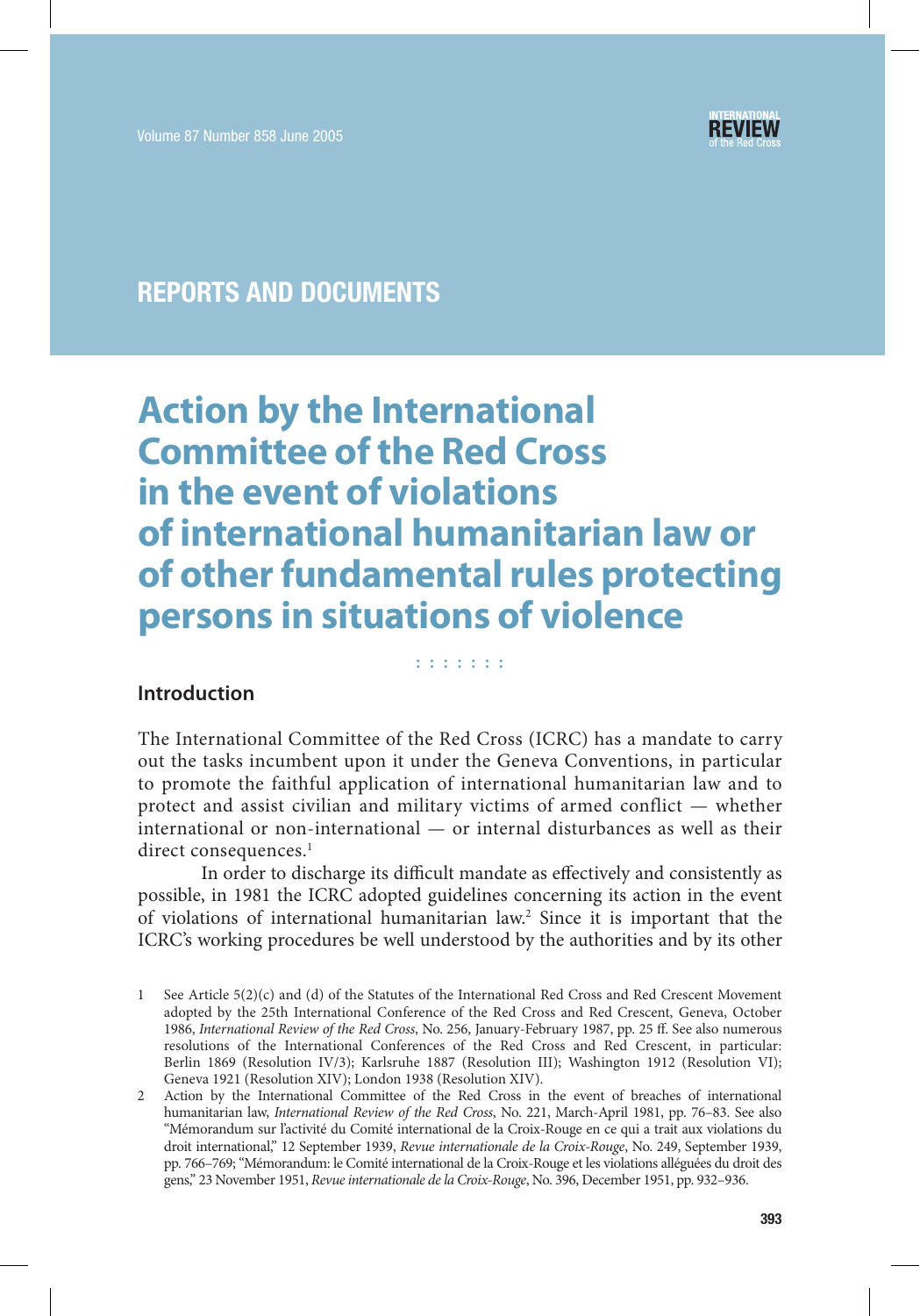REPORTS AND DOCUMENTS

# Action by the International Committee of the Red Cross in the event of violations of international humanitarian law or of other fundamental rules protecting persons in situations of violence

## Introduction

The International Committee of the Red Cross (ICRC) has a mandate to carry out the tasks incumbent upon it under the Geneva Conventions, in particular to promote the faithful application of international humanitarian law and to protect and assist civilian and military victims of armed conflict — whether international or non-international — or internal disturbances as well as their direct consequences.[1]

In order to discharge its difficult mandate as effectively and consistently as possible, in 1981 the ICRC adopted guidelines concerning its action in the event of violations of international humanitarian law.[2] Since it is important that the ICRC's working procedures be well understood by the authorities and by its other

1 See Article 5(2)(c) and (d) of the Statutes of the International Red Cross and Red Crescent Movement adopted by the 25th International Conference of the Red Cross and Red Crescent, Geneva, October 1986, *International Review of the Red Cross*, No. 256, January-February 1987, pp. 25 ff. See also numerous resolutions of the International Conferences of the Red Cross and Red Crescent, in particular: Berlin 1869 (Resolution IV/3); Karlsruhe 1887 (Resolution III); Washington 1912 (Resolution VI); Geneva 1921 (Resolution XIV); London 1938 (Resolution XIV).

2 Action by the International Committee of the Red Cross in the event of breaches of international humanitarian law, *International Review of the Red Cross*, No. 221, March-April 1981, pp. 76–83. See also "Mémorandum sur l'activité du Comité international de la Croix-Rouge en ce qui a trait aux violations du droit international," 12 September 1939, *Revue internationale de la Croix-Rouge*, No. 249, September 1939, pp. 766–769; "Mémorandum: le Comité international de la Croix-Rouge et les violations alléguées du droit des gens," 23 November 1951, *Revue internationale de la Croix-Rouge*, No. 396, December 1951, pp. 932–936.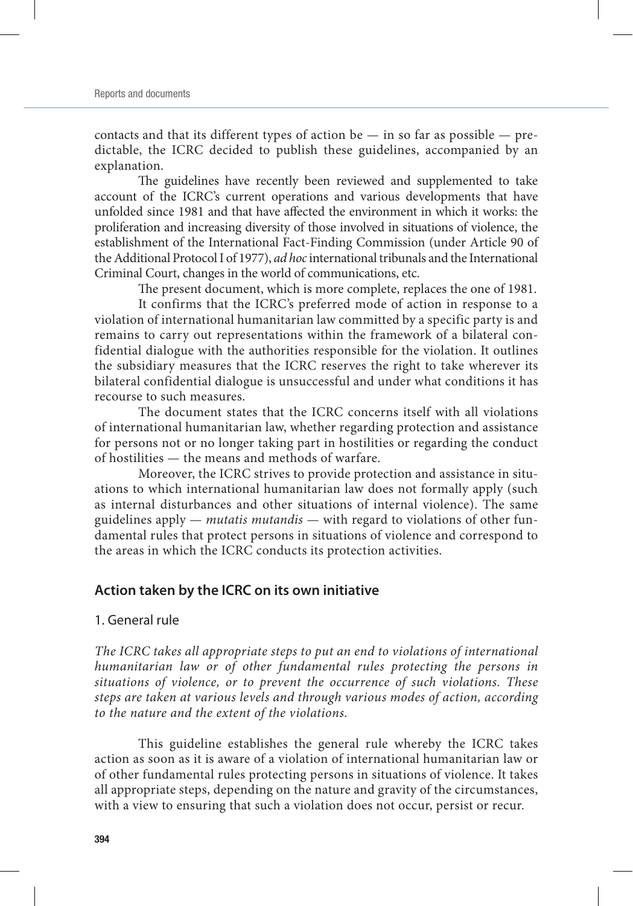contacts and that its different types of action be — in so far as possible — predictable, the ICRC decided to publish these guidelines, accompanied by an explanation.

The guidelines have recently been reviewed and supplemented to take account of the ICRC's current operations and various developments that have unfolded since 1981 and that have affected the environment in which it works: the proliferation and increasing diversity of those involved in situations of violence, the establishment of the International Fact-Finding Commission (under Article 90 of the Additional Protocol I of 1977), *ad hoc* international tribunals and the International Criminal Court, changes in the world of communications, etc.

The present document, which is more complete, replaces the one of 1981.

It confirms that the ICRC's preferred mode of action in response to a violation of international humanitarian law committed by a specific party is and remains to carry out representations within the framework of a bilateral confidential dialogue with the authorities responsible for the violation. It outlines the subsidiary measures that the ICRC reserves the right to take wherever its bilateral confidential dialogue is unsuccessful and under what conditions it has recourse to such measures.

The document states that the ICRC concerns itself with all violations of international humanitarian law, whether regarding protection and assistance for persons not or no longer taking part in hostilities or regarding the conduct of hostilities — the means and methods of warfare.

Moreover, the ICRC strives to provide protection and assistance in situations to which international humanitarian law does not formally apply (such as internal disturbances and other situations of internal violence). The same guidelines apply — *mutatis mutandis* — with regard to violations of other fundamental rules that protect persons in situations of violence and correspond to the areas in which the ICRC conducts its protection activities.

## Action taken by the ICRC on its own initiative

### 1. General rule

*The ICRC takes all appropriate steps to put an end to violations of international humanitarian law or of other fundamental rules protecting the persons in situations of violence, or to prevent the occurrence of such violations. These steps are taken at various levels and through various modes of action, according to the nature and the extent of the violations.*

This guideline establishes the general rule whereby the ICRC takes action as soon as it is aware of a violation of international humanitarian law or of other fundamental rules protecting persons in situations of violence. It takes all appropriate steps, depending on the nature and gravity of the circumstances, with a view to ensuring that such a violation does not occur, persist or recur.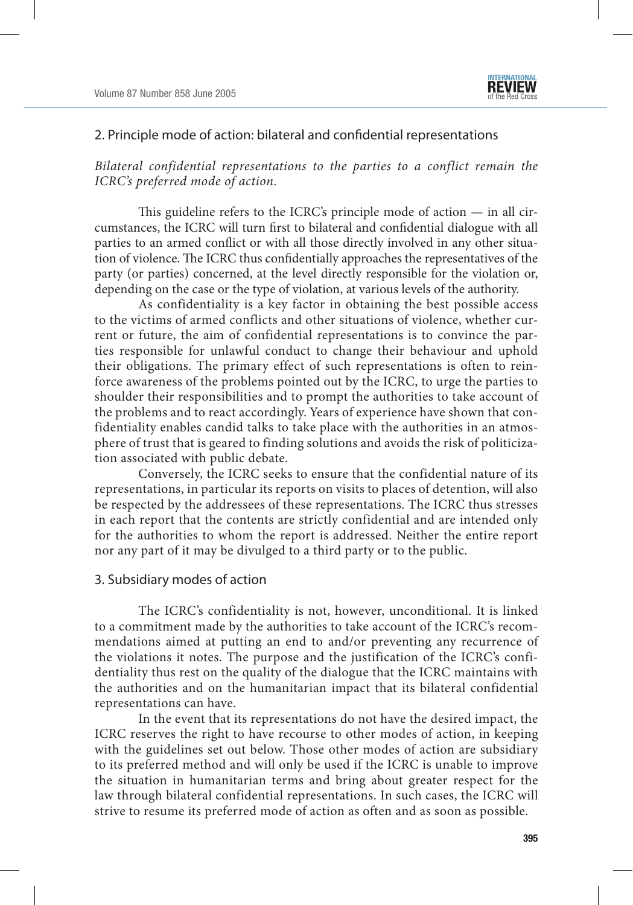## 2. Principle mode of action: bilateral and confidential representations

*Bilateral confidential representations to the parties to a conflict remain the ICRC's preferred mode of action.*

This guideline refers to the ICRC's principle mode of action — in all circumstances, the ICRC will turn first to bilateral and confidential dialogue with all parties to an armed conflict or with all those directly involved in any other situation of violence. The ICRC thus confidentially approaches the representatives of the party (or parties) concerned, at the level directly responsible for the violation or, depending on the case or the type of violation, at various levels of the authority.

As confidentiality is a key factor in obtaining the best possible access to the victims of armed conflicts and other situations of violence, whether current or future, the aim of confidential representations is to convince the parties responsible for unlawful conduct to change their behaviour and uphold their obligations. The primary effect of such representations is often to reinforce awareness of the problems pointed out by the ICRC, to urge the parties to shoulder their responsibilities and to prompt the authorities to take account of the problems and to react accordingly. Years of experience have shown that confidentiality enables candid talks to take place with the authorities in an atmosphere of trust that is geared to finding solutions and avoids the risk of politicization associated with public debate.

Conversely, the ICRC seeks to ensure that the confidential nature of its representations, in particular its reports on visits to places of detention, will also be respected by the addressees of these representations. The ICRC thus stresses in each report that the contents are strictly confidential and are intended only for the authorities to whom the report is addressed. Neither the entire report nor any part of it may be divulged to a third party or to the public.

## 3. Subsidiary modes of action

The ICRC's confidentiality is not, however, unconditional. It is linked to a commitment made by the authorities to take account of the ICRC's recommendations aimed at putting an end to and/or preventing any recurrence of the violations it notes. The purpose and the justification of the ICRC's confidentiality thus rest on the quality of the dialogue that the ICRC maintains with the authorities and on the humanitarian impact that its bilateral confidential representations can have.

In the event that its representations do not have the desired impact, the ICRC reserves the right to have recourse to other modes of action, in keeping with the guidelines set out below. Those other modes of action are subsidiary to its preferred method and will only be used if the ICRC is unable to improve the situation in humanitarian terms and bring about greater respect for the law through bilateral confidential representations. In such cases, the ICRC will strive to resume its preferred mode of action as often and as soon as possible.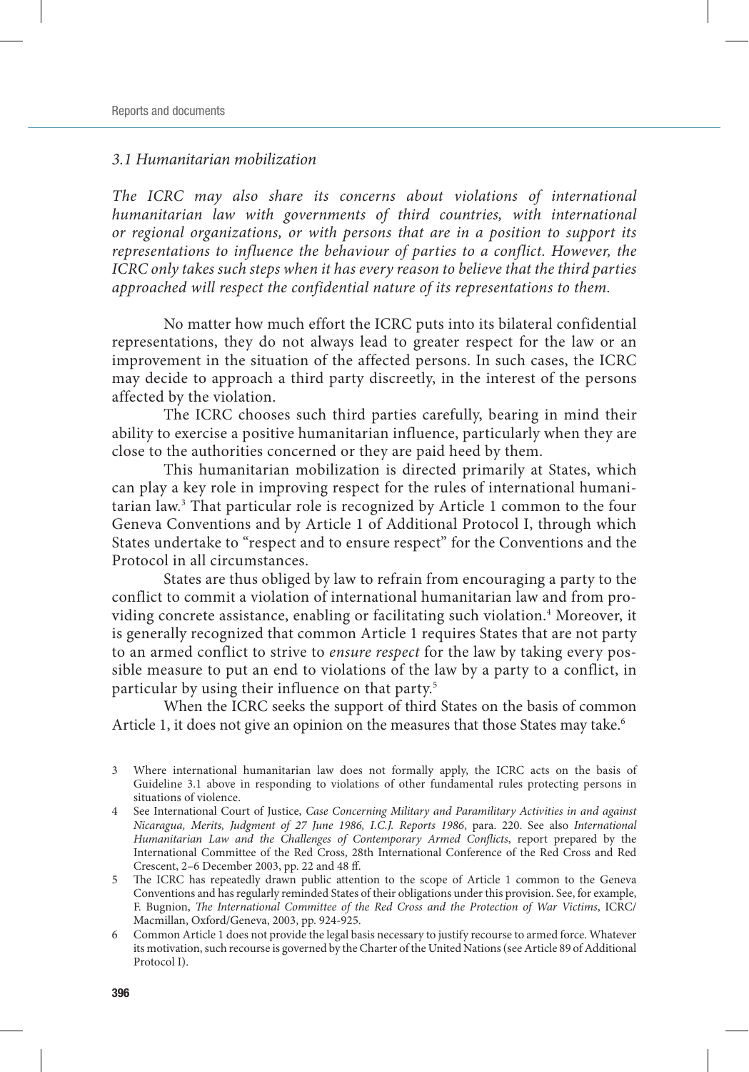### *3.1 Humanitarian mobilization*

*The ICRC may also share its concerns about violations of international humanitarian law with governments of third countries, with international or regional organizations, or with persons that are in a position to support its representations to influence the behaviour of parties to a conflict. However, the ICRC only takes such steps when it has every reason to believe that the third parties approached will respect the confidential nature of its representations to them.*

No matter how much effort the ICRC puts into its bilateral confidential representations, they do not always lead to greater respect for the law or an improvement in the situation of the affected persons. In such cases, the ICRC may decide to approach a third party discreetly, in the interest of the persons affected by the violation.

The ICRC chooses such third parties carefully, bearing in mind their ability to exercise a positive humanitarian influence, particularly when they are close to the authorities concerned or they are paid heed by them.

This humanitarian mobilization is directed primarily at States, which can play a key role in improving respect for the rules of international humanitarian law.[3] That particular role is recognized by Article 1 common to the four Geneva Conventions and by Article 1 of Additional Protocol I, through which States undertake to "respect and to ensure respect" for the Conventions and the Protocol in all circumstances.

States are thus obliged by law to refrain from encouraging a party to the conflict to commit a violation of international humanitarian law and from providing concrete assistance, enabling or facilitating such violation.[4] Moreover, it is generally recognized that common Article 1 requires States that are not party to an armed conflict to strive to *ensure respect* for the law by taking every possible measure to put an end to violations of the law by a party to a conflict, in particular by using their influence on that party.[5]

When the ICRC seeks the support of third States on the basis of common Article 1, it does not give an opinion on the measures that those States may take.[6]

3 Where international humanitarian law does not formally apply, the ICRC acts on the basis of Guideline 3.1 above in responding to violations of other fundamental rules protecting persons in situations of violence.

4 See International Court of Justice, *Case Concerning Military and Paramilitary Activities in and against Nicaragua, Merits, Judgment of 27 June 1986, I.C.J. Reports 1986*, para. 220. See also *International Humanitarian Law and the Challenges of Contemporary Armed Conflicts*, report prepared by the International Committee of the Red Cross, 28th International Conference of the Red Cross and Red Crescent, 2–6 December 2003, pp. 22 and 48 ff.

5 The ICRC has repeatedly drawn public attention to the scope of Article 1 common to the Geneva Conventions and has regularly reminded States of their obligations under this provision. See, for example, F. Bugnion, *The International Committee of the Red Cross and the Protection of War Victims*, ICRC/Macmillan, Oxford/Geneva, 2003, pp. 924-925.

6 Common Article 1 does not provide the legal basis necessary to justify recourse to armed force. Whatever its motivation, such recourse is governed by the Charter of the United Nations (see Article 89 of Additional Protocol I).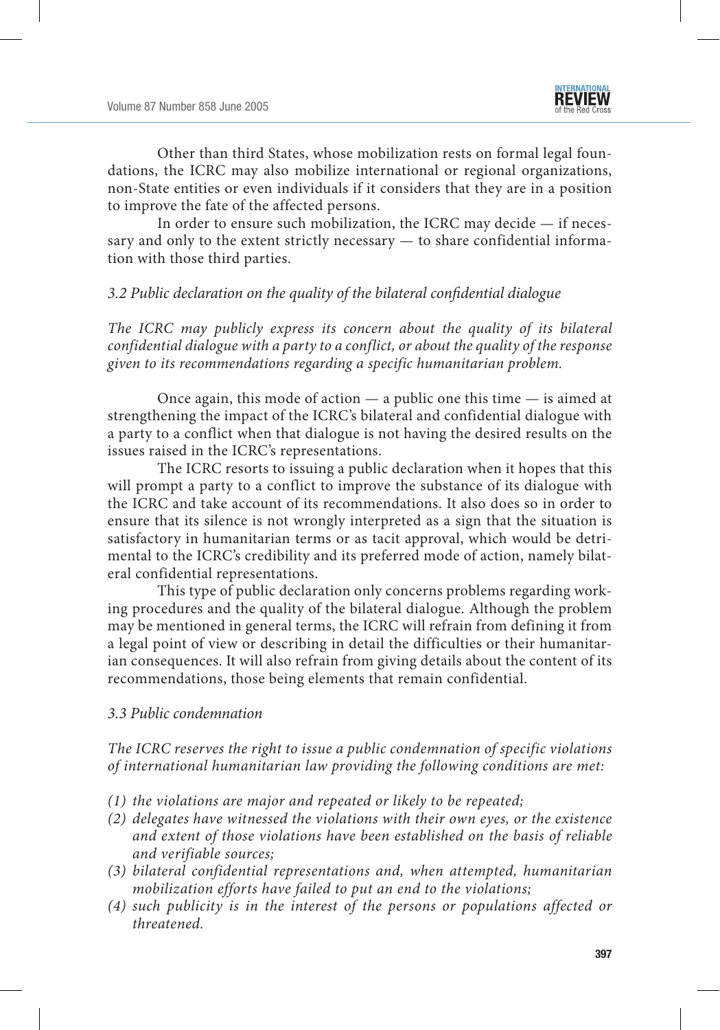Other than third States, whose mobilization rests on formal legal foundations, the ICRC may also mobilize international or regional organizations, non-State entities or even individuals if it considers that they are in a position to improve the fate of the affected persons.

In order to ensure such mobilization, the ICRC may decide — if necessary and only to the extent strictly necessary — to share confidential information with those third parties.

### *3.2 Public declaration on the quality of the bilateral confidential dialogue*

*The ICRC may publicly express its concern about the quality of its bilateral confidential dialogue with a party to a conflict, or about the quality of the response given to its recommendations regarding a specific humanitarian problem.*

Once again, this mode of action — a public one this time — is aimed at strengthening the impact of the ICRC's bilateral and confidential dialogue with a party to a conflict when that dialogue is not having the desired results on the issues raised in the ICRC's representations.

The ICRC resorts to issuing a public declaration when it hopes that this will prompt a party to a conflict to improve the substance of its dialogue with the ICRC and take account of its recommendations. It also does so in order to ensure that its silence is not wrongly interpreted as a sign that the situation is satisfactory in humanitarian terms or as tacit approval, which would be detrimental to the ICRC's credibility and its preferred mode of action, namely bilateral confidential representations.

This type of public declaration only concerns problems regarding working procedures and the quality of the bilateral dialogue. Although the problem may be mentioned in general terms, the ICRC will refrain from defining it from a legal point of view or describing in detail the difficulties or their humanitarian consequences. It will also refrain from giving details about the content of its recommendations, those being elements that remain confidential.

### *3.3 Public condemnation*

*The ICRC reserves the right to issue a public condemnation of specific violations of international humanitarian law providing the following conditions are met:*

*(1) the violations are major and repeated or likely to be repeated;*
*(2) delegates have witnessed the violations with their own eyes, or the existence and extent of those violations have been established on the basis of reliable and verifiable sources;*
*(3) bilateral confidential representations and, when attempted, humanitarian mobilization efforts have failed to put an end to the violations;*
*(4) such publicity is in the interest of the persons or populations affected or threatened.*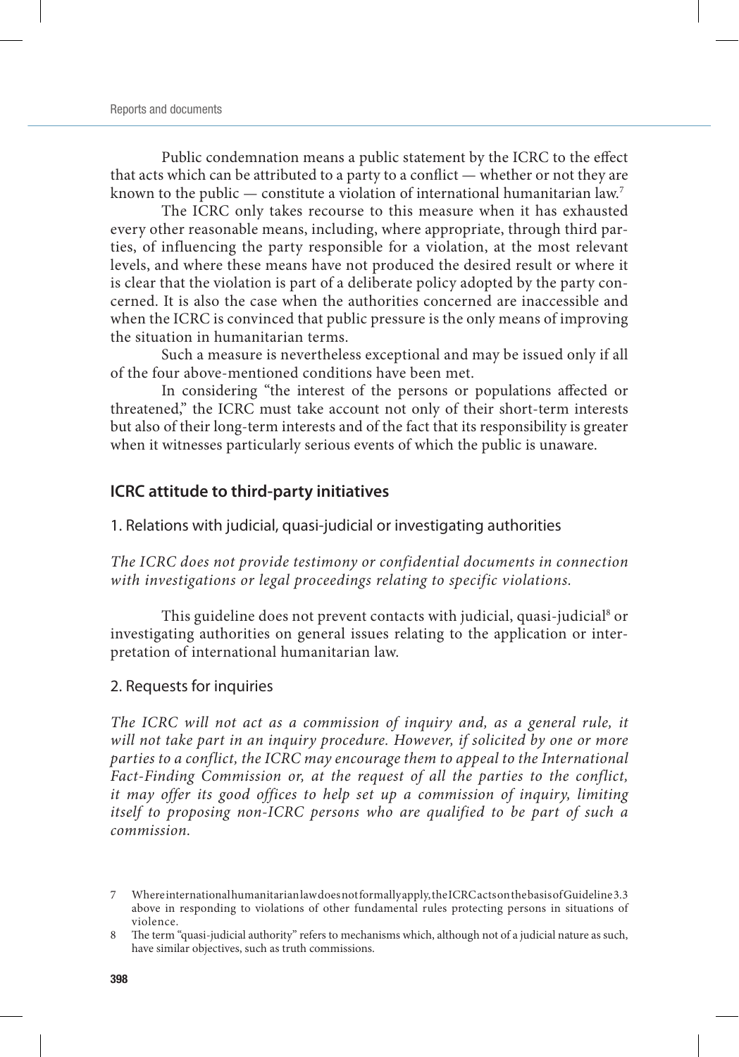Public condemnation means a public statement by the ICRC to the effect that acts which can be attributed to a party to a conflict — whether or not they are known to the public — constitute a violation of international humanitarian law.[7]

The ICRC only takes recourse to this measure when it has exhausted every other reasonable means, including, where appropriate, through third parties, of influencing the party responsible for a violation, at the most relevant levels, and where these means have not produced the desired result or where it is clear that the violation is part of a deliberate policy adopted by the party concerned. It is also the case when the authorities concerned are inaccessible and when the ICRC is convinced that public pressure is the only means of improving the situation in humanitarian terms.

Such a measure is nevertheless exceptional and may be issued only if all of the four above-mentioned conditions have been met.

In considering "the interest of the persons or populations affected or threatened," the ICRC must take account not only of their short-term interests but also of their long-term interests and of the fact that its responsibility is greater when it witnesses particularly serious events of which the public is unaware.

## ICRC attitude to third-party initiatives

### 1. Relations with judicial, quasi-judicial or investigating authorities

*The ICRC does not provide testimony or confidential documents in connection with investigations or legal proceedings relating to specific violations.*

This guideline does not prevent contacts with judicial, quasi-judicial[8] or investigating authorities on general issues relating to the application or interpretation of international humanitarian law.

### 2. Requests for inquiries

*The ICRC will not act as a commission of inquiry and, as a general rule, it will not take part in an inquiry procedure. However, if solicited by one or more parties to a conflict, the ICRC may encourage them to appeal to the International Fact-Finding Commission or, at the request of all the parties to the conflict, it may offer its good offices to help set up a commission of inquiry, limiting itself to proposing non-ICRC persons who are qualified to be part of such a commission.*

---

7 Where international humanitarian law does not formally apply, the ICRC acts on the basis of Guideline 3.3 above in responding to violations of other fundamental rules protecting persons in situations of violence.

8 The term "quasi-judicial authority" refers to mechanisms which, although not of a judicial nature as such, have similar objectives, such as truth commissions.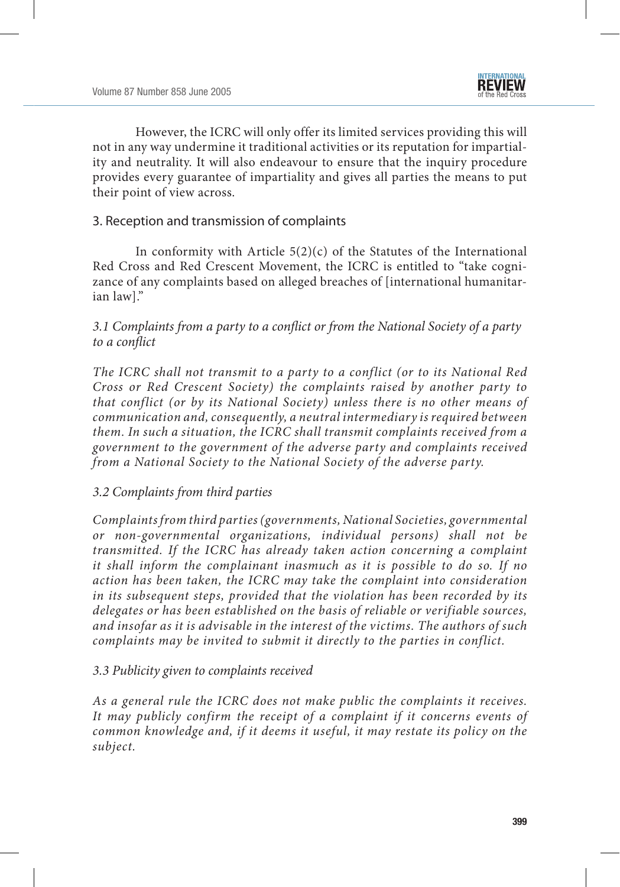However, the ICRC will only offer its limited services providing this will not in any way undermine it traditional activities or its reputation for impartiality and neutrality. It will also endeavour to ensure that the inquiry procedure provides every guarantee of impartiality and gives all parties the means to put their point of view across.

## 3. Reception and transmission of complaints

In conformity with Article 5(2)(c) of the Statutes of the International Red Cross and Red Crescent Movement, the ICRC is entitled to "take cognizance of any complaints based on alleged breaches of [international humanitarian law]."

### *3.1 Complaints from a party to a conflict or from the National Society of a party to a conflict*

*The ICRC shall not transmit to a party to a conflict (or to its National Red Cross or Red Crescent Society) the complaints raised by another party to that conflict (or by its National Society) unless there is no other means of communication and, consequently, a neutral intermediary is required between them. In such a situation, the ICRC shall transmit complaints received from a government to the government of the adverse party and complaints received from a National Society to the National Society of the adverse party.*

### *3.2 Complaints from third parties*

*Complaints from third parties (governments, National Societies, governmental or non-governmental organizations, individual persons) shall not be transmitted. If the ICRC has already taken action concerning a complaint it shall inform the complainant inasmuch as it is possible to do so. If no action has been taken, the ICRC may take the complaint into consideration in its subsequent steps, provided that the violation has been recorded by its delegates or has been established on the basis of reliable or verifiable sources, and insofar as it is advisable in the interest of the victims. The authors of such complaints may be invited to submit it directly to the parties in conflict.*

### *3.3 Publicity given to complaints received*

*As a general rule the ICRC does not make public the complaints it receives. It may publicly confirm the receipt of a complaint if it concerns events of common knowledge and, if it deems it useful, it may restate its policy on the subject.*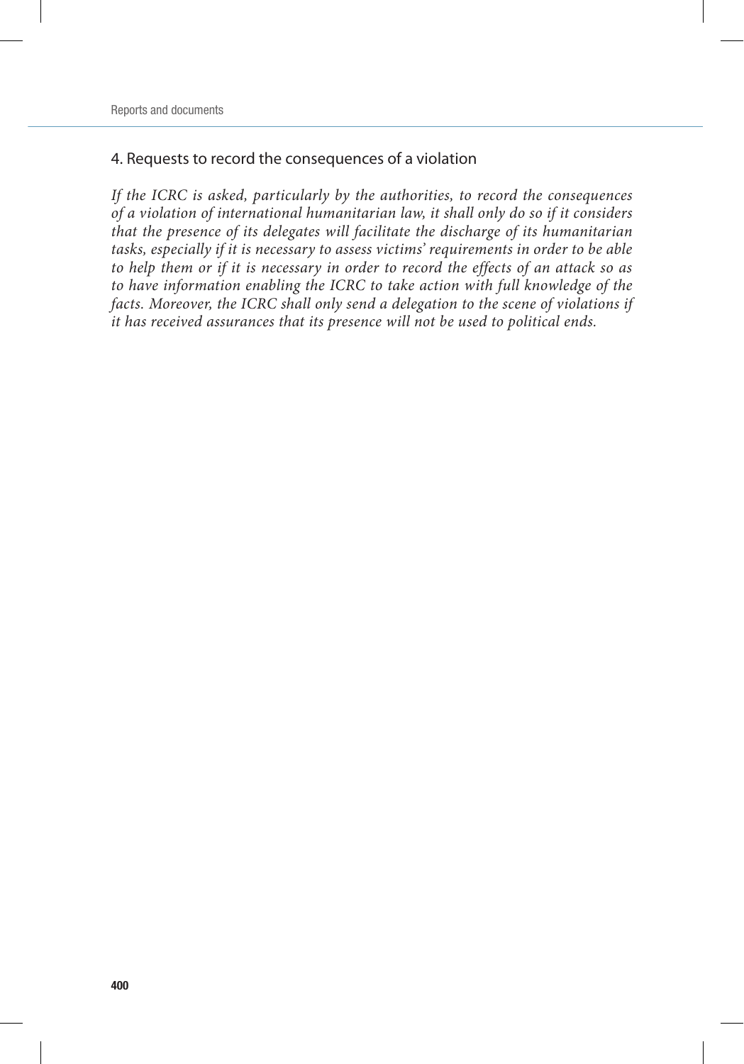## 4. Requests to record the consequences of a violation

*If the ICRC is asked, particularly by the authorities, to record the consequences of a violation of international humanitarian law, it shall only do so if it considers that the presence of its delegates will facilitate the discharge of its humanitarian tasks, especially if it is necessary to assess victims' requirements in order to be able to help them or if it is necessary in order to record the effects of an attack so as to have information enabling the ICRC to take action with full knowledge of the facts. Moreover, the ICRC shall only send a delegation to the scene of violations if it has received assurances that its presence will not be used to political ends.*